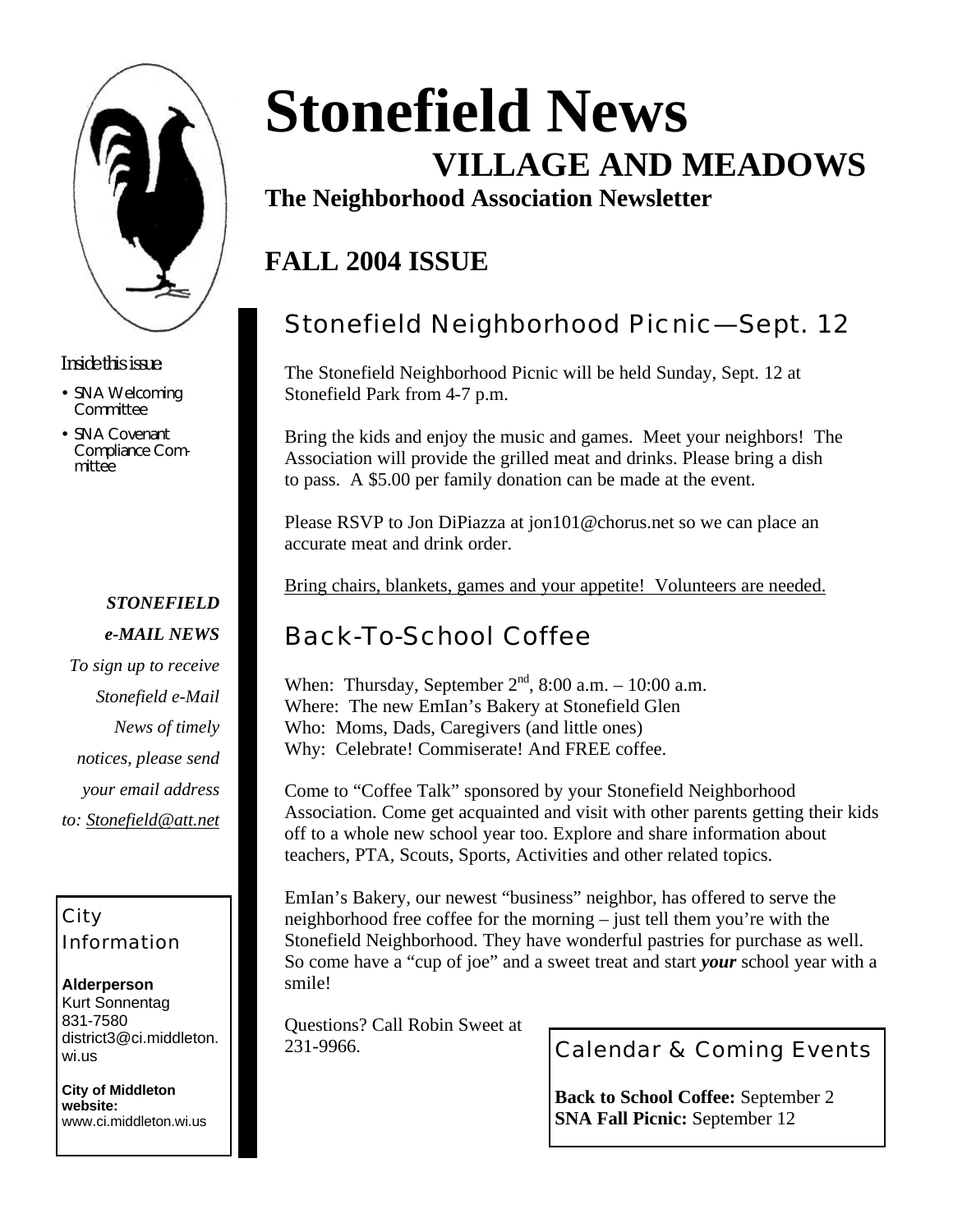# Stonefield News

## VILLAGE AND MEADOWS

**The Neighborhood Association Newsletter**

## FALL 2004 ISSUE

### Stonefield Neighborhood Picnic—Sept. 12

The Stonefield Neighborhood Picnic will be held Sunday, Sept. 12 at Stonefield Park from 4-7 p.m.

Bring the kids and enjoy the music and games. Meet your neighbors! The Association will provide the grilled meat and drinks. Please bring a dish to pass. A $5.00 per family donation can be made at the event.

Please RSVP to Jon DiPiazza at jon101@chorus.net so we can place an accurate meat and drink order.

Bring chairs, blankets, games and your appetite! Volunteers are needed.

### Back-To-School Coffee

When: Thursday, September 2nd, 8:00 a.m. – 10:00 a.m.
Where: The new EmIan's Bakery at Stonefield Glen
Who: Moms, Dads, Caregivers (and little ones)
Why: Celebrate! Commiserate! And FREE coffee.

Come to "Coffee Talk" sponsored by your Stonefield Neighborhood Association. Come get acquainted and visit with other parents getting their kids off to a whole new school year too. Explore and share information about teachers, PTA, Scouts, Sports, Activities and other related topics.

EmIan's Bakery, our newest "business" neighbor, has offered to serve the neighborhood free coffee for the morning – just tell them you're with the Stonefield Neighborhood. They have wonderful pastries for purchase as well. So come have a "cup of joe" and a sweet treat and start ***your*** school year with a smile!

Questions? Call Robin Sweet at 231-9966.

### Calendar & Coming Events

**Back to School Coffee:** September 2
**SNA Fall Picnic:** September 12

---

*Inside this issue*

- SNA Welcoming Committee
- SNA Covenant Compliance Committee

***STONEFIELD e-MAIL NEWS***

*To sign up to receive Stonefield e-Mail News of timely notices, please send your email address to: Stonefield@att.net*

### City Information

**Alderperson**
Kurt Sonnentag
831-7580
district3@ci.middleton.wi.us

**City of Middleton website:**
www.ci.middleton.wi.us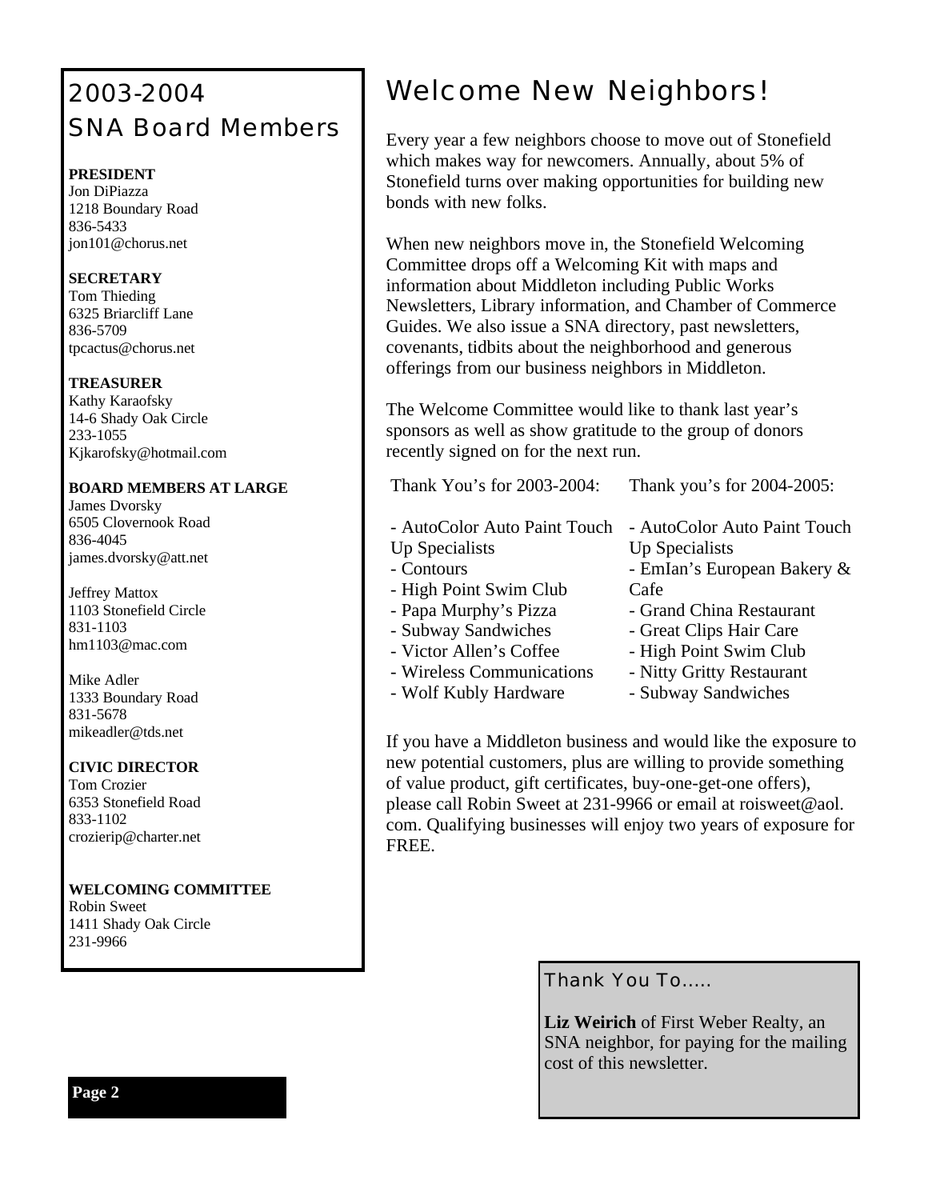## 2003-2004 SNA Board Members

**PRESIDENT**
Jon DiPiazza
1218 Boundary Road
836-5433
jon101@chorus.net

**SECRETARY**
Tom Thieding
6325 Briarcliff Lane
836-5709
tpcactus@chorus.net

**TREASURER**
Kathy Karaofsky
14-6 Shady Oak Circle
233-1055
Kjkarofsky@hotmail.com

**BOARD MEMBERS AT LARGE**
James Dvorsky
6505 Clovernook Road
836-4045
james.dvorsky@att.net

Jeffrey Mattox
1103 Stonefield Circle
831-1103
hm1103@mac.com

Mike Adler
1333 Boundary Road
831-5678
mikeadler@tds.net

**CIVIC DIRECTOR**
Tom Crozier
6353 Stonefield Road
833-1102
crozierip@charter.net

**WELCOMING COMMITTEE**
Robin Sweet
1411 Shady Oak Circle
231-9966

## Welcome New Neighbors!

Every year a few neighbors choose to move out of Stonefield which makes way for newcomers. Annually, about 5% of Stonefield turns over making opportunities for building new bonds with new folks.

When new neighbors move in, the Stonefield Welcoming Committee drops off a Welcoming Kit with maps and information about Middleton including Public Works Newsletters, Library information, and Chamber of Commerce Guides. We also issue a SNA directory, past newsletters, covenants, tidbits about the neighborhood and generous offerings from our business neighbors in Middleton.

The Welcome Committee would like to thank last year's sponsors as well as show gratitude to the group of donors recently signed on for the next run.

Thank You's for 2003-2004:

- AutoColor Auto Paint Touch Up Specialists
- Contours
- High Point Swim Club
- Papa Murphy's Pizza
- Subway Sandwiches
- Victor Allen's Coffee
- Wireless Communications
- Wolf Kubly Hardware

Thank you's for 2004-2005:

- AutoColor Auto Paint Touch Up Specialists
- EmIan's European Bakery & Cafe
- Grand China Restaurant
- Great Clips Hair Care
- High Point Swim Club
- Nitty Gritty Restaurant
- Subway Sandwiches

If you have a Middleton business and would like the exposure to new potential customers, plus are willing to provide something of value product, gift certificates, buy-one-get-one offers), please call Robin Sweet at 231-9966 or email at roisweet@aol.com. Qualifying businesses will enjoy two years of exposure for FREE.

### Thank You To.....

**Liz Weirich** of First Weber Realty, an SNA neighbor, for paying for the mailing cost of this newsletter.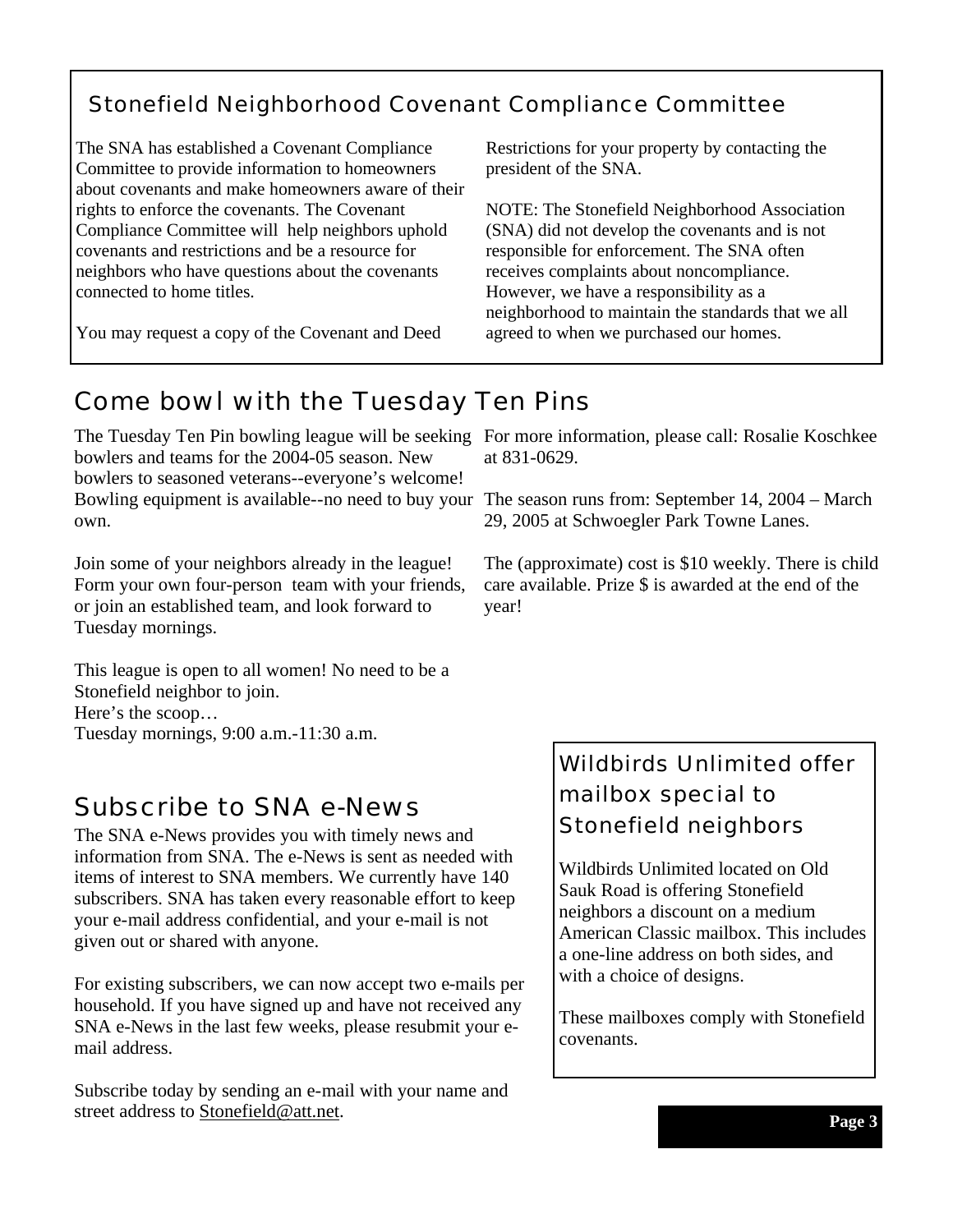## Stonefield Neighborhood Covenant Compliance Committee

The SNA has established a Covenant Compliance Committee to provide information to homeowners about covenants and make homeowners aware of their rights to enforce the covenants. The Covenant Compliance Committee will help neighbors uphold covenants and restrictions and be a resource for neighbors who have questions about the covenants connected to home titles.

You may request a copy of the Covenant and Deed Restrictions for your property by contacting the president of the SNA.

NOTE: The Stonefield Neighborhood Association (SNA) did not develop the covenants and is not responsible for enforcement. The SNA often receives complaints about noncompliance. However, we have a responsibility as a neighborhood to maintain the standards that we all agreed to when we purchased our homes.

## Come bowl with the Tuesday Ten Pins

The Tuesday Ten Pin bowling league will be seeking bowlers and teams for the 2004-05 season. New bowlers to seasoned veterans--everyone's welcome! Bowling equipment is available--no need to buy your own.

Join some of your neighbors already in the league! Form your own four-person team with your friends, or join an established team, and look forward to Tuesday mornings.

This league is open to all women! No need to be a Stonefield neighbor to join.
Here's the scoop…
Tuesday mornings, 9:00 a.m.-11:30 a.m.

For more information, please call: Rosalie Koschkee at 831-0629.

The season runs from: September 14, 2004 – March 29, 2005 at Schwoegler Park Towne Lanes.

The (approximate) cost is $10 weekly. There is child care available. Prize $ is awarded at the end of the year!

## Subscribe to SNA e-News

The SNA e-News provides you with timely news and information from SNA. The e-News is sent as needed with items of interest to SNA members. We currently have 140 subscribers. SNA has taken every reasonable effort to keep your e-mail address confidential, and your e-mail is not given out or shared with anyone.

For existing subscribers, we can now accept two e-mails per household. If you have signed up and have not received any SNA e-News in the last few weeks, please resubmit your e-mail address.

Subscribe today by sending an e-mail with your name and street address to Stonefield@att.net.

## Wildbirds Unlimited offer mailbox special to Stonefield neighbors

Wildbirds Unlimited located on Old Sauk Road is offering Stonefield neighbors a discount on a medium American Classic mailbox. This includes a one-line address on both sides, and with a choice of designs.

These mailboxes comply with Stonefield covenants.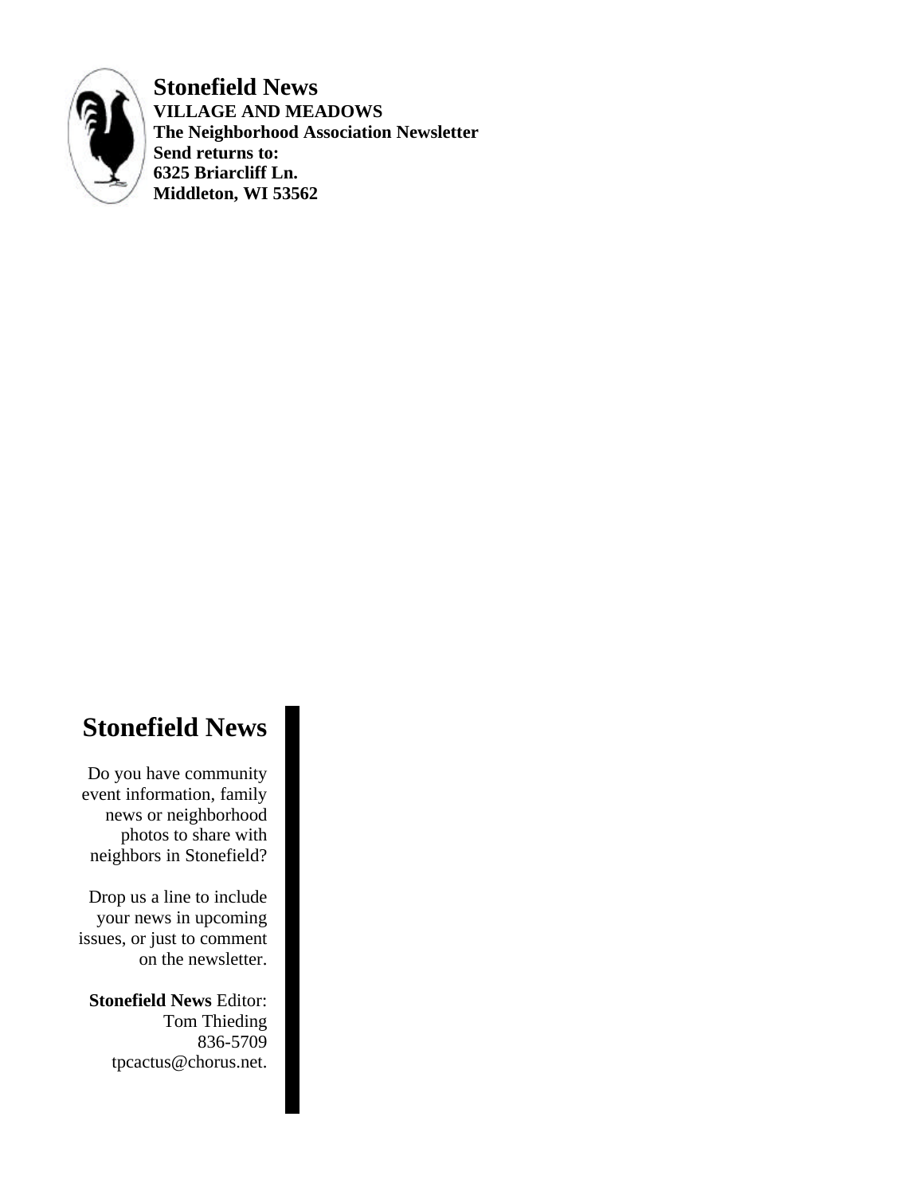**Stonefield News**
**VILLAGE AND MEADOWS**
**The Neighborhood Association Newsletter**
**Send returns to:**
**6325 Briarcliff Ln.**
**Middleton, WI 53562**

## Stonefield News

Do you have community event information, family news or neighborhood photos to share with neighbors in Stonefield?

Drop us a line to include your news in upcoming issues, or just to comment on the newsletter.

**Stonefield News** Editor:
Tom Thieding
836-5709
tpcactus@chorus.net.